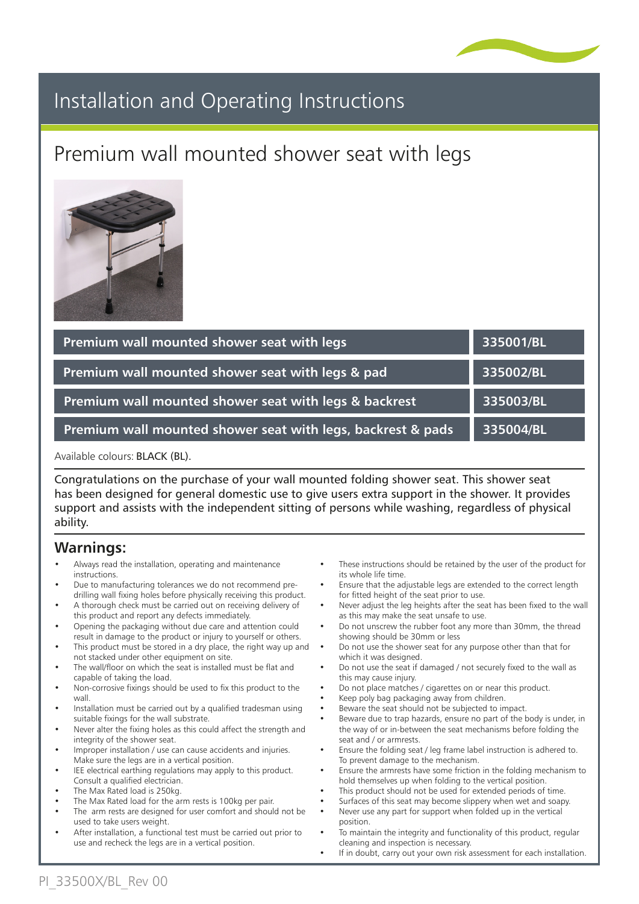# Installation and Operating Instructions

## Premium wall mounted shower seat with legs

| Product | Code |
|---|---|
| Premium wall mounted shower seat with legs | 335001/BL |
| Premium wall mounted shower seat with legs & pad | 335002/BL |
| Premium wall mounted shower seat with legs & backrest | 335003/BL |
| Premium wall mounted shower seat with legs, backrest & pads | 335004/BL |

Available colours: BLACK (BL).

Congratulations on the purchase of your wall mounted folding shower seat. This shower seat has been designed for general domestic use to give users extra support in the shower. It provides support and assists with the independent sitting of persons while washing, regardless of physical ability.

## Warnings:

- Always read the installation, operating and maintenance instructions.
- Due to manufacturing tolerances we do not recommend pre-drilling wall fixing holes before physically receiving this product.
- A thorough check must be carried out on receiving delivery of this product and report any defects immediately.
- Opening the packaging without due care and attention could result in damage to the product or injury to yourself or others.
- This product must be stored in a dry place, the right way up and not stacked under other equipment on site.
- The wall/floor on which the seat is installed must be flat and capable of taking the load.
- Non-corrosive fixings should be used to fix this product to the wall.
- Installation must be carried out by a qualified tradesman using suitable fixings for the wall substrate.
- Never alter the fixing holes as this could affect the strength and integrity of the shower seat.
- Improper installation / use can cause accidents and injuries. Make sure the legs are in a vertical position.
- IEE electrical earthing regulations may apply to this product. Consult a qualified electrician.
- The Max Rated load is 250kg.
- The Max Rated load for the arm rests is 100kg per pair.
- The arm rests are designed for user comfort and should not be used to take users weight.
- After installation, a functional test must be carried out prior to use and recheck the legs are in a vertical position.
- These instructions should be retained by the user of the product for its whole life time.
- Ensure that the adjustable legs are extended to the correct length for fitted height of the seat prior to use.
- Never adjust the leg heights after the seat has been fixed to the wall as this may make the seat unsafe to use.
- Do not unscrew the rubber foot any more than 30mm, the thread showing should be 30mm or less
- Do not use the shower seat for any purpose other than that for which it was designed.
- Do not use the seat if damaged / not securely fixed to the wall as this may cause injury.
- Do not place matches / cigarettes on or near this product.
- Keep poly bag packaging away from children.
- Beware the seat should not be subjected to impact.
- Beware due to trap hazards, ensure no part of the body is under, in the way of or in-between the seat mechanisms before folding the seat and / or armrests.
- Ensure the folding seat / leg frame label instruction is adhered to. To prevent damage to the mechanism.
- Ensure the armrests have some friction in the folding mechanism to hold themselves up when folding to the vertical position.
- This product should not be used for extended periods of time.
- Surfaces of this seat may become slippery when wet and soapy.
- Never use any part for support when folded up in the vertical position.
- To maintain the integrity and functionality of this product, regular cleaning and inspection is necessary.
- If in doubt, carry out your own risk assessment for each installation.

PI_33500X/BL_Rev 00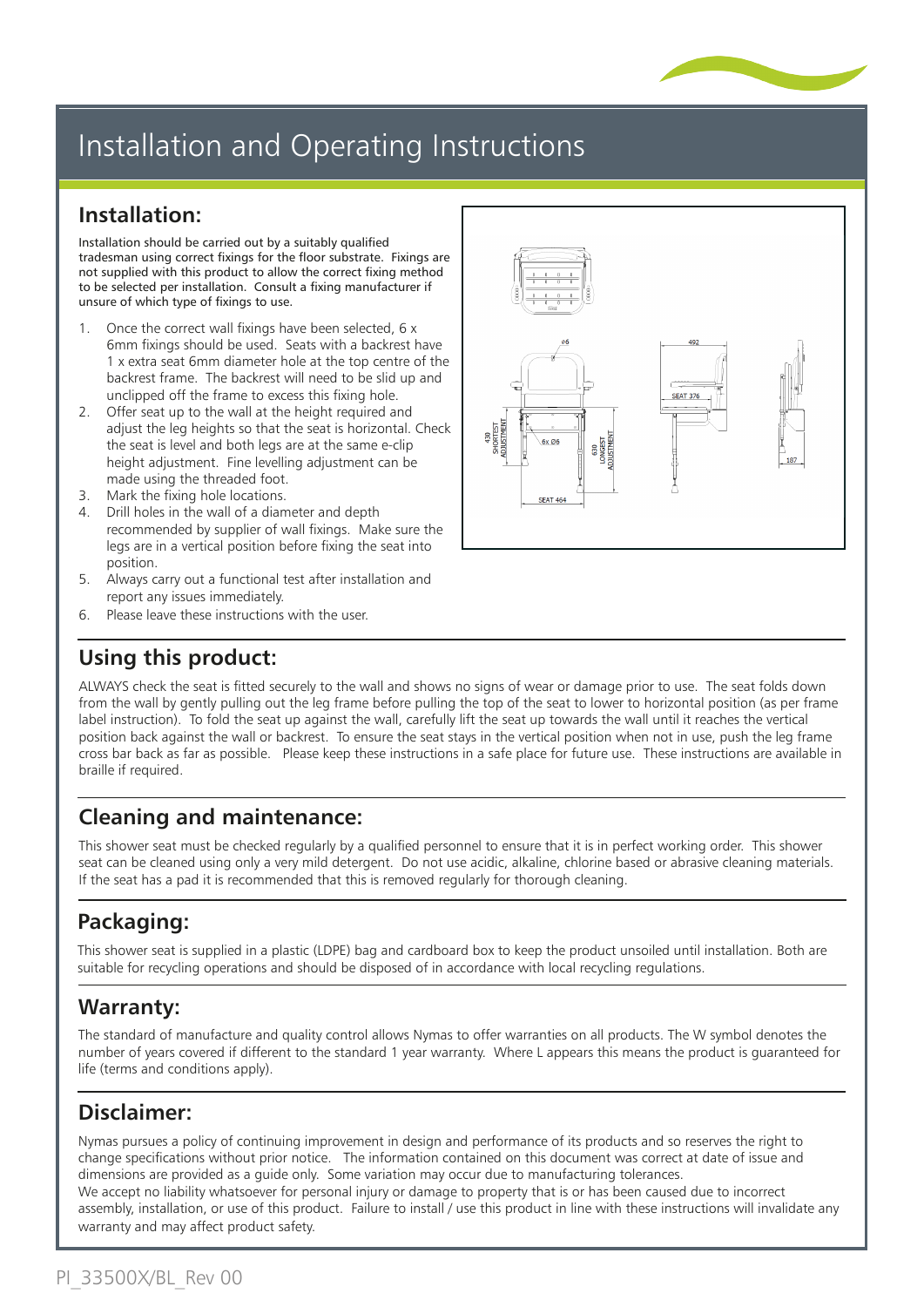# Installation and Operating Instructions

## Installation:

Installation should be carried out by a suitably qualified tradesman using correct fixings for the floor substrate. Fixings are not supplied with this product to allow the correct fixing method to be selected per installation. Consult a fixing manufacturer if unsure of which type of fixings to use.

1. Once the correct wall fixings have been selected, 6 x 6mm fixings should be used. Seats with a backrest have 1 x extra seat 6mm diameter hole at the top centre of the backrest frame. The backrest will need to be slid up and unclipped off the frame to excess this fixing hole.
2. Offer seat up to the wall at the height required and adjust the leg heights so that the seat is horizontal. Check the seat is level and both legs are at the same e-clip height adjustment. Fine levelling adjustment can be made using the threaded foot.
3. Mark the fixing hole locations.
4. Drill holes in the wall of a diameter and depth recommended by supplier of wall fixings. Make sure the legs are in a vertical position before fixing the seat into position.
5. Always carry out a functional test after installation and report any issues immediately.
6. Please leave these instructions with the user.

Ø6
492
SEAT 376
430 SHORTEST ADJUSTMENT
6x Ø6
630 LONGEST ADJUSTMENT
SEAT 464
187

## Using this product:

ALWAYS check the seat is fitted securely to the wall and shows no signs of wear or damage prior to use. The seat folds down from the wall by gently pulling out the leg frame before pulling the top of the seat to lower to horizontal position (as per frame label instruction). To fold the seat up against the wall, carefully lift the seat up towards the wall until it reaches the vertical position back against the wall or backrest. To ensure the seat stays in the vertical position when not in use, push the leg frame cross bar back as far as possible. Please keep these instructions in a safe place for future use. These instructions are available in braille if required.

## Cleaning and maintenance:

This shower seat must be checked regularly by a qualified personnel to ensure that it is in perfect working order. This shower seat can be cleaned using only a very mild detergent. Do not use acidic, alkaline, chlorine based or abrasive cleaning materials. If the seat has a pad it is recommended that this is removed regularly for thorough cleaning.

## Packaging:

This shower seat is supplied in a plastic (LDPE) bag and cardboard box to keep the product unsoiled until installation. Both are suitable for recycling operations and should be disposed of in accordance with local recycling regulations.

## Warranty:

The standard of manufacture and quality control allows Nymas to offer warranties on all products. The W symbol denotes the number of years covered if different to the standard 1 year warranty. Where L appears this means the product is guaranteed for life (terms and conditions apply).

## Disclaimer:

Nymas pursues a policy of continuing improvement in design and performance of its products and so reserves the right to change specifications without prior notice. The information contained on this document was correct at date of issue and dimensions are provided as a guide only. Some variation may occur due to manufacturing tolerances.
We accept no liability whatsoever for personal injury or damage to property that is or has been caused due to incorrect assembly, installation, or use of this product. Failure to install / use this product in line with these instructions will invalidate any warranty and may affect product safety.

PI_33500X/BL_Rev 00